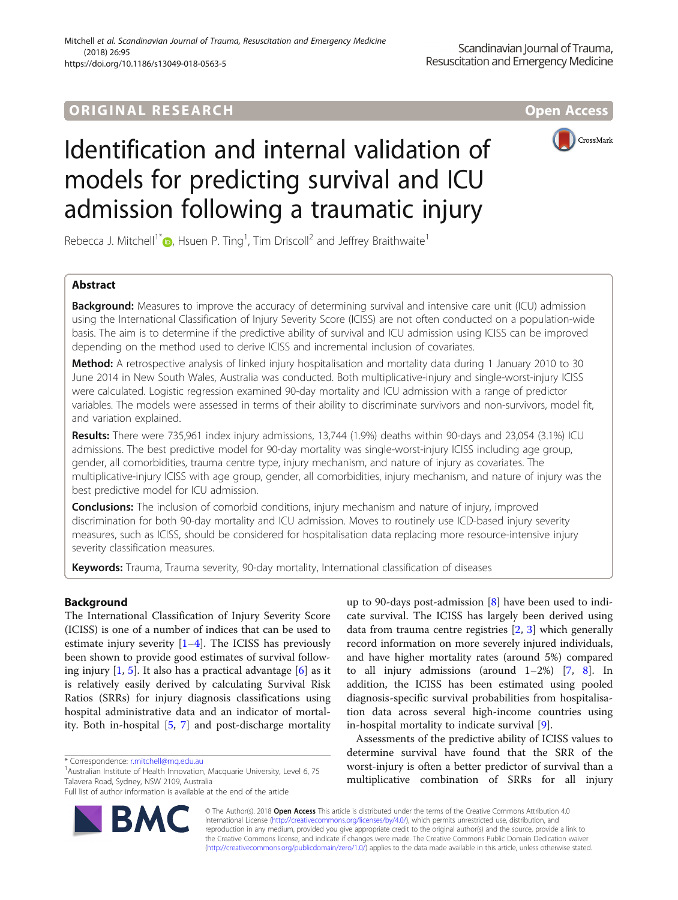ORIGINAL RESEARCH | Open Access

# Identification and internal validation of models for predicting survival and ICU admission following a traumatic injury

Rebecca J. Mitchell[1*], Hsuen P. Ting[1], Tim Driscoll[2] and Jeffrey Braithwaite[1]

## Abstract

**Background:** Measures to improve the accuracy of determining survival and intensive care unit (ICU) admission using the International Classification of Injury Severity Score (ICISS) are not often conducted on a population-wide basis. The aim is to determine if the predictive ability of survival and ICU admission using ICISS can be improved depending on the method used to derive ICISS and incremental inclusion of covariates.

**Method:** A retrospective analysis of linked injury hospitalisation and mortality data during 1 January 2010 to 30 June 2014 in New South Wales, Australia was conducted. Both multiplicative-injury and single-worst-injury ICISS were calculated. Logistic regression examined 90-day mortality and ICU admission with a range of predictor variables. The models were assessed in terms of their ability to discriminate survivors and non-survivors, model fit, and variation explained.

**Results:** There were 735,961 index injury admissions, 13,744 (1.9%) deaths within 90-days and 23,054 (3.1%) ICU admissions. The best predictive model for 90-day mortality was single-worst-injury ICISS including age group, gender, all comorbidities, trauma centre type, injury mechanism, and nature of injury as covariates. The multiplicative-injury ICISS with age group, gender, all comorbidities, injury mechanism, and nature of injury was the best predictive model for ICU admission.

**Conclusions:** The inclusion of comorbid conditions, injury mechanism and nature of injury, improved discrimination for both 90-day mortality and ICU admission. Moves to routinely use ICD-based injury severity measures, such as ICISS, should be considered for hospitalisation data replacing more resource-intensive injury severity classification measures.

**Keywords:** Trauma, Trauma severity, 90-day mortality, International classification of diseases

## Background

The International Classification of Injury Severity Score (ICISS) is one of a number of indices that can be used to estimate injury severity [1–4]. The ICISS has previously been shown to provide good estimates of survival following injury [1, 5]. It also has a practical advantage [6] as it is relatively easily derived by calculating Survival Risk Ratios (SRRs) for injury diagnosis classifications using hospital administrative data and an indicator of mortality. Both in-hospital [5, 7] and post-discharge mortality up to 90-days post-admission [8] have been used to indicate survival. The ICISS has largely been derived using data from trauma centre registries [2, 3] which generally record information on more severely injured individuals, and have higher mortality rates (around 5%) compared to all injury admissions (around 1–2%) [7, 8]. In addition, the ICISS has been estimated using pooled diagnosis-specific survival probabilities from hospitalisation data across several high-income countries using in-hospital mortality to indicate survival [9].

Assessments of the predictive ability of ICISS values to determine survival have found that the SRR of the worst-injury is often a better predictor of survival than a multiplicative combination of SRRs for all injury

\* Correspondence: r.mitchell@mq.edu.au
[1]Australian Institute of Health Innovation, Macquarie University, Level 6, 75 Talavera Road, Sydney, NSW 2109, Australia
Full list of author information is available at the end of the article

© The Author(s). 2018 **Open Access** This article is distributed under the terms of the Creative Commons Attribution 4.0 International License (http://creativecommons.org/licenses/by/4.0/), which permits unrestricted use, distribution, and reproduction in any medium, provided you give appropriate credit to the original author(s) and the source, provide a link to the Creative Commons license, and indicate if changes were made. The Creative Commons Public Domain Dedication waiver (http://creativecommons.org/publicdomain/zero/1.0/) applies to the data made available in this article, unless otherwise stated.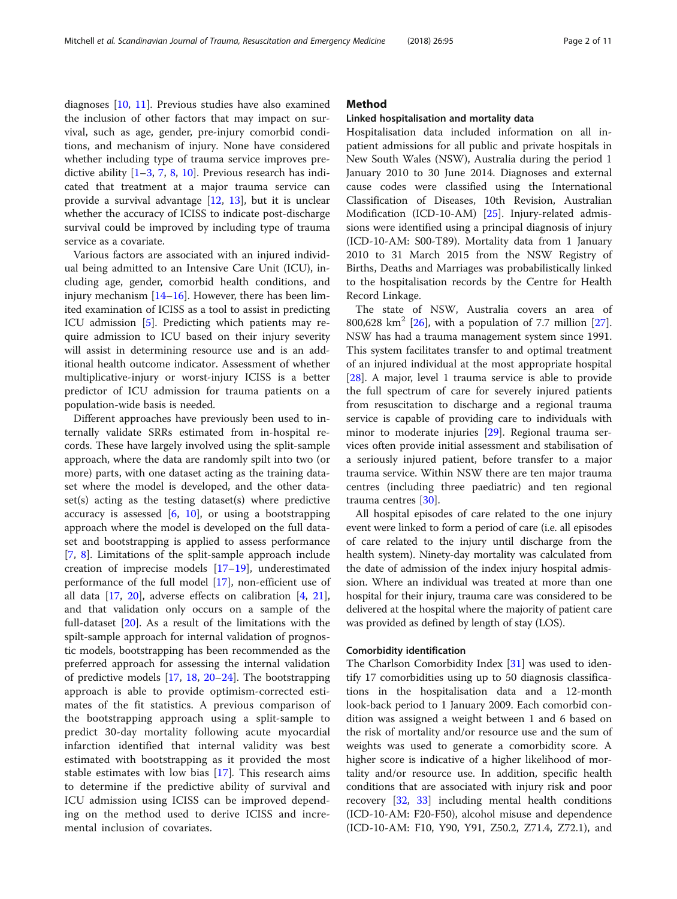diagnoses [10, 11]. Previous studies have also examined the inclusion of other factors that may impact on survival, such as age, gender, pre-injury comorbid conditions, and mechanism of injury. None have considered whether including type of trauma service improves predictive ability [1–3, 7, 8, 10]. Previous research has indicated that treatment at a major trauma service can provide a survival advantage [12, 13], but it is unclear whether the accuracy of ICISS to indicate post-discharge survival could be improved by including type of trauma service as a covariate.

Various factors are associated with an injured individual being admitted to an Intensive Care Unit (ICU), including age, gender, comorbid health conditions, and injury mechanism [14–16]. However, there has been limited examination of ICISS as a tool to assist in predicting ICU admission [5]. Predicting which patients may require admission to ICU based on their injury severity will assist in determining resource use and is an additional health outcome indicator. Assessment of whether multiplicative-injury or worst-injury ICISS is a better predictor of ICU admission for trauma patients on a population-wide basis is needed.

Different approaches have previously been used to internally validate SRRs estimated from in-hospital records. These have largely involved using the split-sample approach, where the data are randomly spilt into two (or more) parts, with one dataset acting as the training dataset where the model is developed, and the other dataset(s) acting as the testing dataset(s) where predictive accuracy is assessed [6, 10], or using a bootstrapping approach where the model is developed on the full dataset and bootstrapping is applied to assess performance [7, 8]. Limitations of the split-sample approach include creation of imprecise models [17–19], underestimated performance of the full model [17], non-efficient use of all data [17, 20], adverse effects on calibration [4, 21], and that validation only occurs on a sample of the full-dataset [20]. As a result of the limitations with the spilt-sample approach for internal validation of prognostic models, bootstrapping has been recommended as the preferred approach for assessing the internal validation of predictive models [17, 18, 20–24]. The bootstrapping approach is able to provide optimism-corrected estimates of the fit statistics. A previous comparison of the bootstrapping approach using a split-sample to predict 30-day mortality following acute myocardial infarction identified that internal validity was best estimated with bootstrapping as it provided the most stable estimates with low bias [17]. This research aims to determine if the predictive ability of survival and ICU admission using ICISS can be improved depending on the method used to derive ICISS and incremental inclusion of covariates.

## Method

### Linked hospitalisation and mortality data

Hospitalisation data included information on all inpatient admissions for all public and private hospitals in New South Wales (NSW), Australia during the period 1 January 2010 to 30 June 2014. Diagnoses and external cause codes were classified using the International Classification of Diseases, 10th Revision, Australian Modification (ICD-10-AM) [25]. Injury-related admissions were identified using a principal diagnosis of injury (ICD-10-AM: S00-T89). Mortality data from 1 January 2010 to 31 March 2015 from the NSW Registry of Births, Deaths and Marriages was probabilistically linked to the hospitalisation records by the Centre for Health Record Linkage.

The state of NSW, Australia covers an area of 800,628 km$^2$ [26], with a population of 7.7 million [27]. NSW has had a trauma management system since 1991. This system facilitates transfer to and optimal treatment of an injured individual at the most appropriate hospital [28]. A major, level 1 trauma service is able to provide the full spectrum of care for severely injured patients from resuscitation to discharge and a regional trauma service is capable of providing care to individuals with minor to moderate injuries [29]. Regional trauma services often provide initial assessment and stabilisation of a seriously injured patient, before transfer to a major trauma service. Within NSW there are ten major trauma centres (including three paediatric) and ten regional trauma centres [30].

All hospital episodes of care related to the one injury event were linked to form a period of care (i.e. all episodes of care related to the injury until discharge from the health system). Ninety-day mortality was calculated from the date of admission of the index injury hospital admission. Where an individual was treated at more than one hospital for their injury, trauma care was considered to be delivered at the hospital where the majority of patient care was provided as defined by length of stay (LOS).

### Comorbidity identification

The Charlson Comorbidity Index [31] was used to identify 17 comorbidities using up to 50 diagnosis classifications in the hospitalisation data and a 12-month look-back period to 1 January 2009. Each comorbid condition was assigned a weight between 1 and 6 based on the risk of mortality and/or resource use and the sum of weights was used to generate a comorbidity score. A higher score is indicative of a higher likelihood of mortality and/or resource use. In addition, specific health conditions that are associated with injury risk and poor recovery [32, 33] including mental health conditions (ICD-10-AM: F20-F50), alcohol misuse and dependence (ICD-10-AM: F10, Y90, Y91, Z50.2, Z71.4, Z72.1), and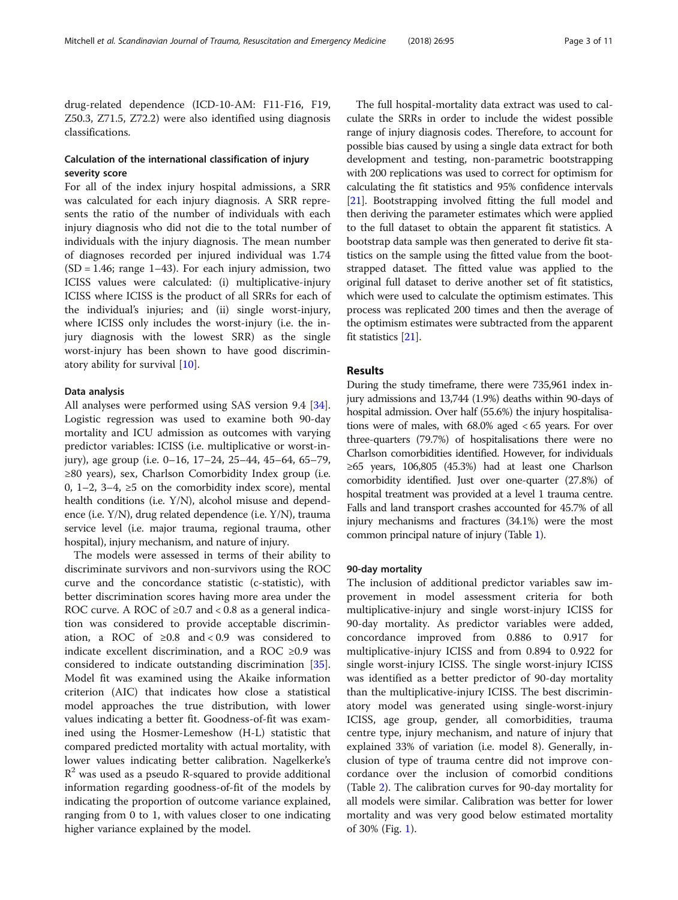drug-related dependence (ICD-10-AM: F11-F16, F19, Z50.3, Z71.5, Z72.2) were also identified using diagnosis classifications.

### Calculation of the international classification of injury severity score

For all of the index injury hospital admissions, a SRR was calculated for each injury diagnosis. A SRR represents the ratio of the number of individuals with each injury diagnosis who did not die to the total number of individuals with the injury diagnosis. The mean number of diagnoses recorded per injured individual was 1.74 (SD = 1.46; range 1–43). For each injury admission, two ICISS values were calculated: (i) multiplicative-injury ICISS where ICISS is the product of all SRRs for each of the individual's injuries; and (ii) single worst-injury, where ICISS only includes the worst-injury (i.e. the injury diagnosis with the lowest SRR) as the single worst-injury has been shown to have good discriminatory ability for survival [10].

### Data analysis

All analyses were performed using SAS version 9.4 [34]. Logistic regression was used to examine both 90-day mortality and ICU admission as outcomes with varying predictor variables: ICISS (i.e. multiplicative or worst-injury), age group (i.e. 0–16, 17–24, 25–44, 45–64, 65–79, ≥80 years), sex, Charlson Comorbidity Index group (i.e. 0, 1–2, 3–4, ≥5 on the comorbidity index score), mental health conditions (i.e. Y/N), alcohol misuse and dependence (i.e. Y/N), drug related dependence (i.e. Y/N), trauma service level (i.e. major trauma, regional trauma, other hospital), injury mechanism, and nature of injury.

The models were assessed in terms of their ability to discriminate survivors and non-survivors using the ROC curve and the concordance statistic (c-statistic), with better discrimination scores having more area under the ROC curve. A ROC of ≥0.7 and < 0.8 as a general indication was considered to provide acceptable discrimination, a ROC of ≥0.8 and < 0.9 was considered to indicate excellent discrimination, and a ROC ≥0.9 was considered to indicate outstanding discrimination [35]. Model fit was examined using the Akaike information criterion (AIC) that indicates how close a statistical model approaches the true distribution, with lower values indicating a better fit. Goodness-of-fit was examined using the Hosmer-Lemeshow (H-L) statistic that compared predicted mortality with actual mortality, with lower values indicating better calibration. Nagelkerke's $R^2$ was used as a pseudo R-squared to provide additional information regarding goodness-of-fit of the models by indicating the proportion of outcome variance explained, ranging from 0 to 1, with values closer to one indicating higher variance explained by the model.

The full hospital-mortality data extract was used to calculate the SRRs in order to include the widest possible range of injury diagnosis codes. Therefore, to account for possible bias caused by using a single data extract for both development and testing, non-parametric bootstrapping with 200 replications was used to correct for optimism for calculating the fit statistics and 95% confidence intervals [21]. Bootstrapping involved fitting the full model and then deriving the parameter estimates which were applied to the full dataset to obtain the apparent fit statistics. A bootstrap data sample was then generated to derive fit statistics on the sample using the fitted value from the bootstrapped dataset. The fitted value was applied to the original full dataset to derive another set of fit statistics, which were used to calculate the optimism estimates. This process was replicated 200 times and then the average of the optimism estimates were subtracted from the apparent fit statistics [21].

## Results

During the study timeframe, there were 735,961 index injury admissions and 13,744 (1.9%) deaths within 90-days of hospital admission. Over half (55.6%) the injury hospitalisations were of males, with 68.0% aged < 65 years. For over three-quarters (79.7%) of hospitalisations there were no Charlson comorbidities identified. However, for individuals ≥65 years, 106,805 (45.3%) had at least one Charlson comorbidity identified. Just over one-quarter (27.8%) of hospital treatment was provided at a level 1 trauma centre. Falls and land transport crashes accounted for 45.7% of all injury mechanisms and fractures (34.1%) were the most common principal nature of injury (Table 1).

### 90-day mortality

The inclusion of additional predictor variables saw improvement in model assessment criteria for both multiplicative-injury and single worst-injury ICISS for 90-day mortality. As predictor variables were added, concordance improved from 0.886 to 0.917 for multiplicative-injury ICISS and from 0.894 to 0.922 for single worst-injury ICISS. The single worst-injury ICISS was identified as a better predictor of 90-day mortality than the multiplicative-injury ICISS. The best discriminatory model was generated using single-worst-injury ICISS, age group, gender, all comorbidities, trauma centre type, injury mechanism, and nature of injury that explained 33% of variation (i.e. model 8). Generally, inclusion of type of trauma centre did not improve concordance over the inclusion of comorbid conditions (Table 2). The calibration curves for 90-day mortality for all models were similar. Calibration was better for lower mortality and was very good below estimated mortality of 30% (Fig. 1).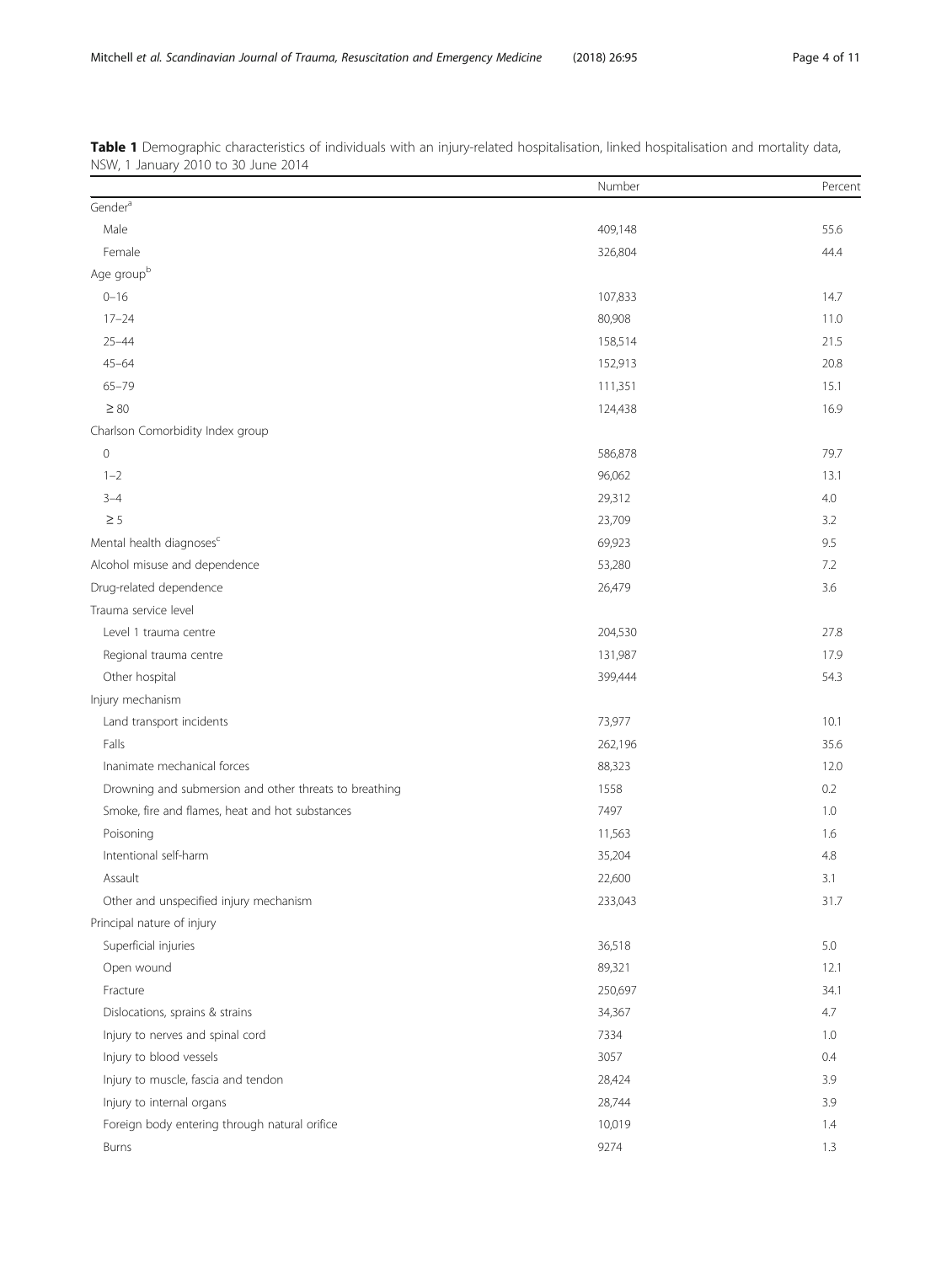**Table 1** Demographic characteristics of individuals with an injury-related hospitalisation, linked hospitalisation and mortality data, NSW, 1 January 2010 to 30 June 2014

| | Number | Percent |
|---|---|---|
| Gender[a] | | |
| Male | 409,148 | 55.6 |
| Female | 326,804 | 44.4 |
| Age group[b] | | |
| 0–16 | 107,833 | 14.7 |
| 17–24 | 80,908 | 11.0 |
| 25–44 | 158,514 | 21.5 |
| 45–64 | 152,913 | 20.8 |
| 65–79 | 111,351 | 15.1 |
| ≥ 80 | 124,438 | 16.9 |
| Charlson Comorbidity Index group | | |
| 0 | 586,878 | 79.7 |
| 1–2 | 96,062 | 13.1 |
| 3–4 | 29,312 | 4.0 |
| ≥ 5 | 23,709 | 3.2 |
| Mental health diagnoses[c] | 69,923 | 9.5 |
| Alcohol misuse and dependence | 53,280 | 7.2 |
| Drug-related dependence | 26,479 | 3.6 |
| Trauma service level | | |
| Level 1 trauma centre | 204,530 | 27.8 |
| Regional trauma centre | 131,987 | 17.9 |
| Other hospital | 399,444 | 54.3 |
| Injury mechanism | | |
| Land transport incidents | 73,977 | 10.1 |
| Falls | 262,196 | 35.6 |
| Inanimate mechanical forces | 88,323 | 12.0 |
| Drowning and submersion and other threats to breathing | 1558 | 0.2 |
| Smoke, fire and flames, heat and hot substances | 7497 | 1.0 |
| Poisoning | 11,563 | 1.6 |
| Intentional self-harm | 35,204 | 4.8 |
| Assault | 22,600 | 3.1 |
| Other and unspecified injury mechanism | 233,043 | 31.7 |
| Principal nature of injury | | |
| Superficial injuries | 36,518 | 5.0 |
| Open wound | 89,321 | 12.1 |
| Fracture | 250,697 | 34.1 |
| Dislocations, sprains & strains | 34,367 | 4.7 |
| Injury to nerves and spinal cord | 7334 | 1.0 |
| Injury to blood vessels | 3057 | 0.4 |
| Injury to muscle, fascia and tendon | 28,424 | 3.9 |
| Injury to internal organs | 28,744 | 3.9 |
| Foreign body entering through natural orifice | 10,019 | 1.4 |
| Burns | 9274 | 1.3 |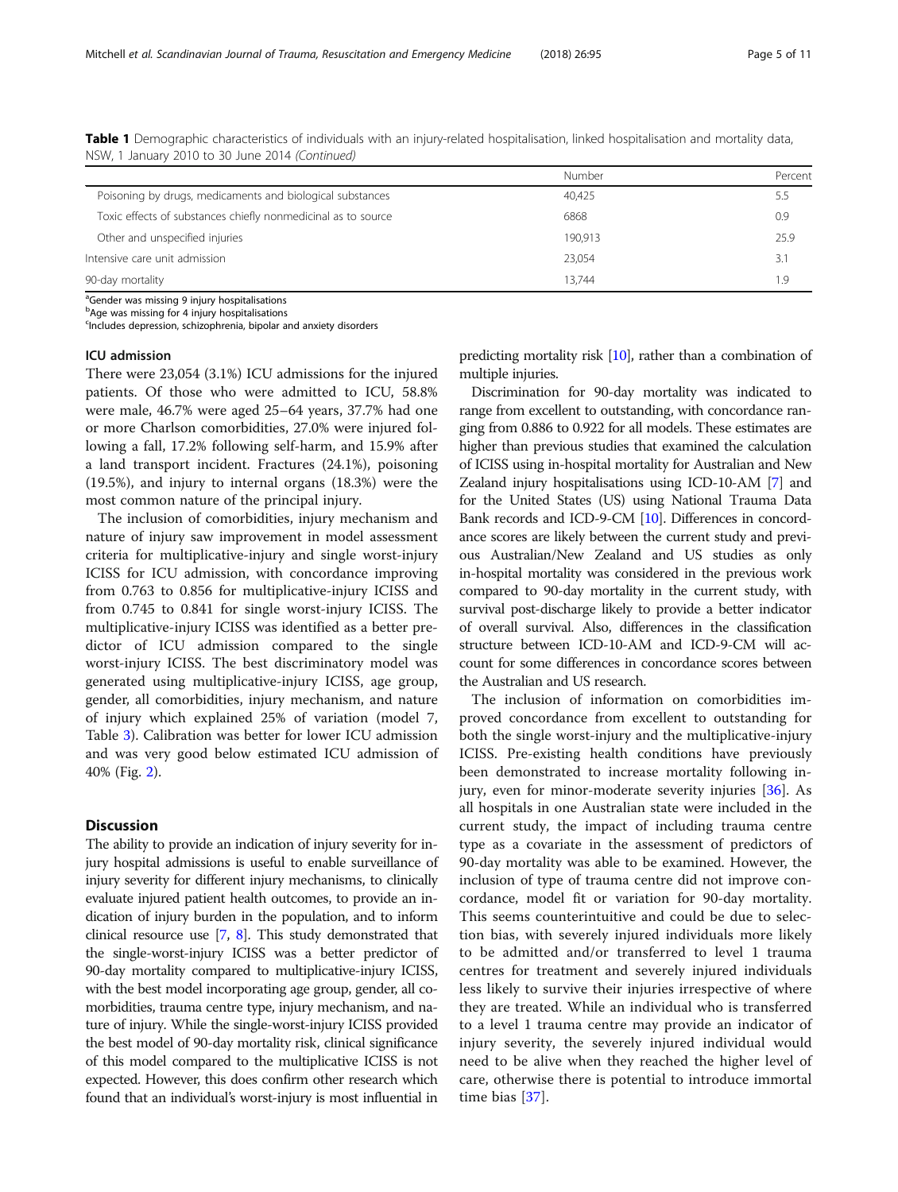**Table 1** Demographic characteristics of individuals with an injury-related hospitalisation, linked hospitalisation and mortality data, NSW, 1 January 2010 to 30 June 2014 *(Continued)*

| | Number | Percent |
|---|---|---|
| Poisoning by drugs, medicaments and biological substances | 40,425 | 5.5 |
| Toxic effects of substances chiefly nonmedicinal as to source | 6868 | 0.9 |
| Other and unspecified injuries | 190,913 | 25.9 |
| Intensive care unit admission | 23,054 | 3.1 |
| 90-day mortality | 13,744 | 1.9 |

[a]Gender was missing 9 injury hospitalisations
[b]Age was missing for 4 injury hospitalisations
[c]Includes depression, schizophrenia, bipolar and anxiety disorders

### ICU admission

There were 23,054 (3.1%) ICU admissions for the injured patients. Of those who were admitted to ICU, 58.8% were male, 46.7% were aged 25–64 years, 37.7% had one or more Charlson comorbidities, 27.0% were injured following a fall, 17.2% following self-harm, and 15.9% after a land transport incident. Fractures (24.1%), poisoning (19.5%), and injury to internal organs (18.3%) were the most common nature of the principal injury.

The inclusion of comorbidities, injury mechanism and nature of injury saw improvement in model assessment criteria for multiplicative-injury and single worst-injury ICISS for ICU admission, with concordance improving from 0.763 to 0.856 for multiplicative-injury ICISS and from 0.745 to 0.841 for single worst-injury ICISS. The multiplicative-injury ICISS was identified as a better predictor of ICU admission compared to the single worst-injury ICISS. The best discriminatory model was generated using multiplicative-injury ICISS, age group, gender, all comorbidities, injury mechanism, and nature of injury which explained 25% of variation (model 7, Table 3). Calibration was better for lower ICU admission and was very good below estimated ICU admission of 40% (Fig. 2).

## Discussion

The ability to provide an indication of injury severity for injury hospital admissions is useful to enable surveillance of injury severity for different injury mechanisms, to clinically evaluate injured patient health outcomes, to provide an indication of injury burden in the population, and to inform clinical resource use [7, 8]. This study demonstrated that the single-worst-injury ICISS was a better predictor of 90-day mortality compared to multiplicative-injury ICISS, with the best model incorporating age group, gender, all comorbidities, trauma centre type, injury mechanism, and nature of injury. While the single-worst-injury ICISS provided the best model of 90-day mortality risk, clinical significance of this model compared to the multiplicative ICISS is not expected. However, this does confirm other research which found that an individual's worst-injury is most influential in predicting mortality risk [10], rather than a combination of multiple injuries.

Discrimination for 90-day mortality was indicated to range from excellent to outstanding, with concordance ranging from 0.886 to 0.922 for all models. These estimates are higher than previous studies that examined the calculation of ICISS using in-hospital mortality for Australian and New Zealand injury hospitalisations using ICD-10-AM [7] and for the United States (US) using National Trauma Data Bank records and ICD-9-CM [10]. Differences in concordance scores are likely between the current study and previous Australian/New Zealand and US studies as only in-hospital mortality was considered in the previous work compared to 90-day mortality in the current study, with survival post-discharge likely to provide a better indicator of overall survival. Also, differences in the classification structure between ICD-10-AM and ICD-9-CM will account for some differences in concordance scores between the Australian and US research.

The inclusion of information on comorbidities improved concordance from excellent to outstanding for both the single worst-injury and the multiplicative-injury ICISS. Pre-existing health conditions have previously been demonstrated to increase mortality following injury, even for minor-moderate severity injuries [36]. As all hospitals in one Australian state were included in the current study, the impact of including trauma centre type as a covariate in the assessment of predictors of 90-day mortality was able to be examined. However, the inclusion of type of trauma centre did not improve concordance, model fit or variation for 90-day mortality. This seems counterintuitive and could be due to selection bias, with severely injured individuals more likely to be admitted and/or transferred to level 1 trauma centres for treatment and severely injured individuals less likely to survive their injuries irrespective of where they are treated. While an individual who is transferred to a level 1 trauma centre may provide an indicator of injury severity, the severely injured individual would need to be alive when they reached the higher level of care, otherwise there is potential to introduce immortal time bias [37].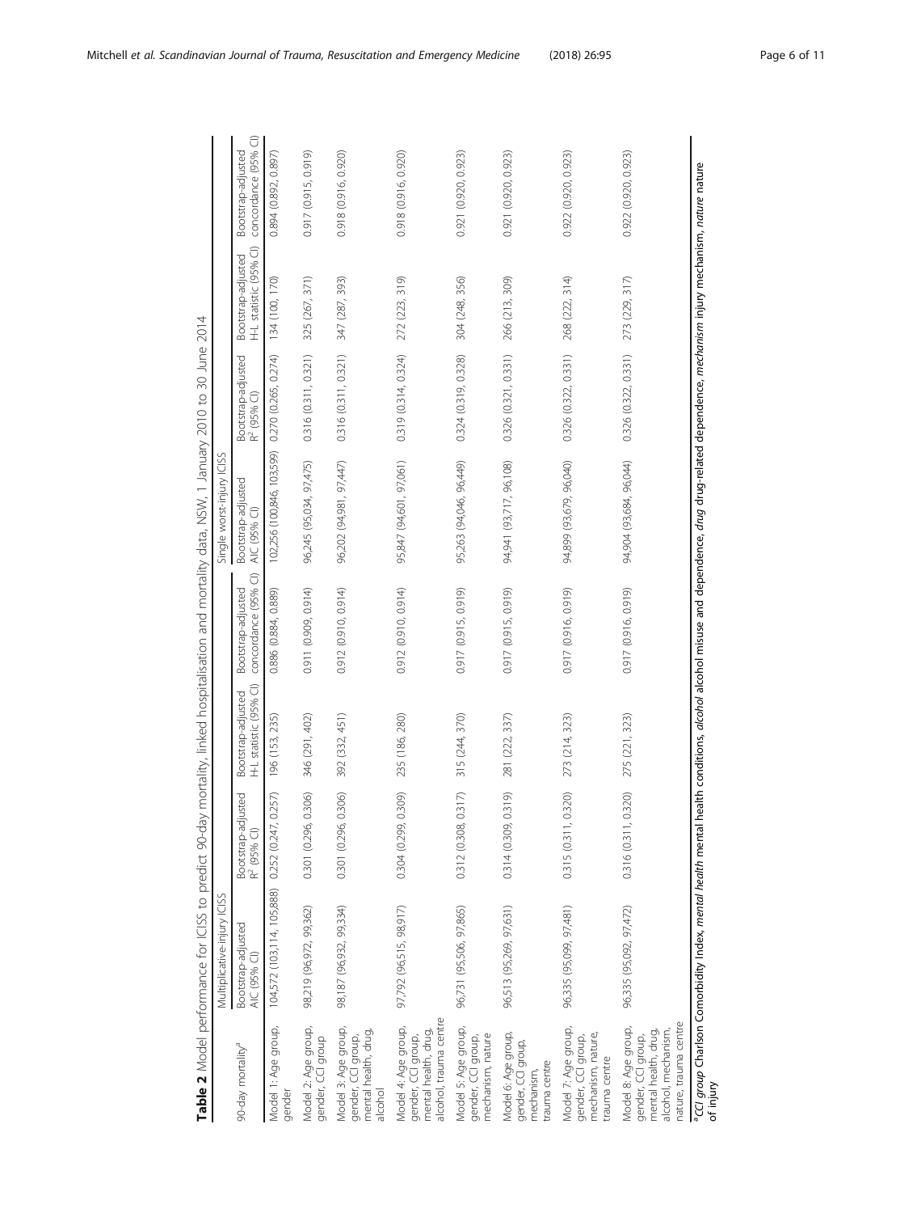**Table 2** Model performance for ICISS to predict 90-day mortality, linked hospitalisation and mortality data, NSW, 1 January 2010 to 30 June 2014

| 90-day mortality[a] | Multiplicative-injury ICISS | | | | Single worst-injury ICISS | | | |
|---|---|---|---|---|---|---|---|---|
| | Bootstrap-adjusted AIC (95% CI) | Bootstrap-adjusted $R^2$ (95% CI) | Bootstrap-adjusted H-L statistic (95% CI) | Bootstrap-adjusted concordance (95% CI) | Bootstrap-adjusted AIC (95% CI) | Bootstrap-adjusted $R^2$ (95% CI) | Bootstrap-adjusted H-L statistic (95% CI) | Bootstrap-adjusted concordance (95% CI) |
| Model 1: Age group, gender | 104,572 (103,114, 105,888) | 0.252 (0.247, 0.257) | 196 (153, 235) | 0.886 (0.884, 0.889) | 102,256 (100,846, 103,599) | 0.270 (0.265, 0.274) | 134 (100, 170) | 0.894 (0.892, 0.897) |
| Model 2: Age group, gender, CCI group | 98,219 (96,972, 99,362) | 0.301 (0.296, 0.306) | 346 (291, 402) | 0.911 (0.909, 0.914) | 96,245 (95,034, 97,475) | 0.316 (0.311, 0.321) | 325 (267, 371) | 0.917 (0.915, 0.919) |
| Model 3: Age group, gender, CCI group, mental health, drug, alcohol | 98,187 (96,932, 99,334) | 0.301 (0.296, 0.306) | 392 (332, 451) | 0.912 (0.910, 0.914) | 96,202 (94,981, 97,447) | 0.316 (0.311, 0.321) | 347 (287, 393) | 0.918 (0.916, 0.920) |
| Model 4: Age group, gender, CCI group, mental health, drug, alcohol, trauma centre | 97,792 (96,515, 98,917) | 0.304 (0.299, 0.309) | 235 (186, 280) | 0.912 (0.910, 0.914) | 95,847 (94,601, 97,061) | 0.319 (0.314, 0.324) | 272 (223, 319) | 0.918 (0.916, 0.920) |
| Model 5: Age group, gender, CCI group, mechanism, nature | 96,731 (95,506, 97,865) | 0.312 (0.308, 0.317) | 315 (244, 370) | 0.917 (0.915, 0.919) | 95,263 (94,046, 96,449) | 0.324 (0.319, 0.328) | 304 (248, 356) | 0.921 (0.920, 0.923) |
| Model 6: Age group, gender, CCI group, mechanism, trauma centre | 96,513 (95,269, 97,631) | 0.314 (0.309, 0.319) | 281 (222, 337) | 0.917 (0.915, 0.919) | 94,941 (93,717, 96,108) | 0.326 (0.321, 0.331) | 266 (213, 309) | 0.921 (0.920, 0.923) |
| Model 7: Age group, gender, CCI group, mechanism, nature, trauma centre | 96,335 (95,099, 97,481) | 0.315 (0.311, 0.320) | 273 (214, 323) | 0.917 (0.916, 0.919) | 94,899 (93,679, 96,040) | 0.326 (0.322, 0.331) | 268 (222, 314) | 0.922 (0.920, 0.923) |
| Model 8: Age group, gender, CCI group, mental health, drug, alcohol, mechanism, nature, trauma centre | 96,335 (95,092, 97,472) | 0.316 (0.311, 0.320) | 275 (221, 323) | 0.917 (0.916, 0.919) | 94,904 (93,684, 96,044) | 0.326 (0.322, 0.331) | 273 (229, 317) | 0.922 (0.920, 0.923) |

[a]*CCI group* Charlson Comorbidity Index, *mental health* mental health conditions, *alcohol* alcohol misuse and dependence, *drug* drug-related dependence, *mechanism* injury mechanism, *nature* nature of injury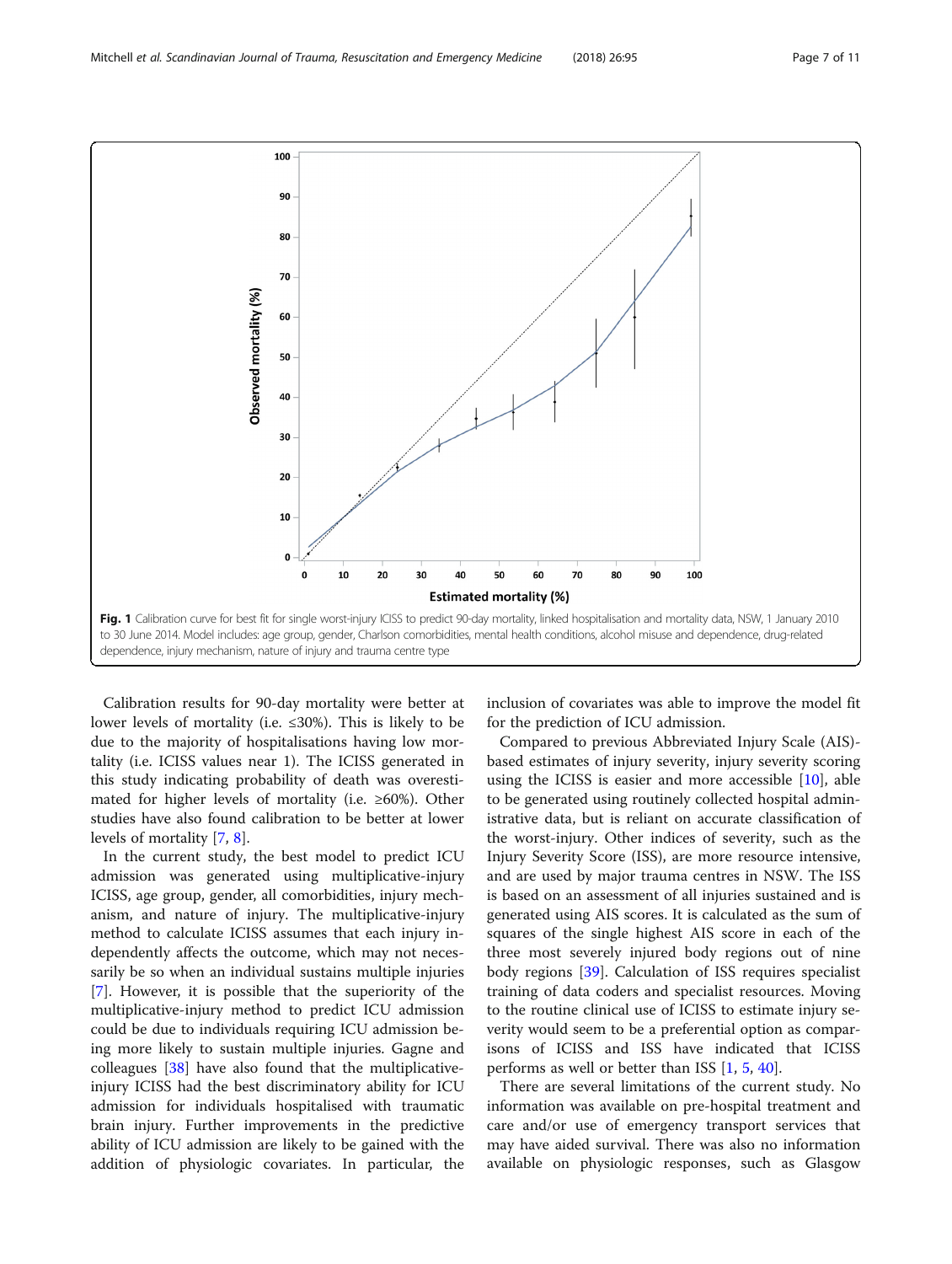Fig. 1 Calibration curve for best fit for single worst-injury ICISS to predict 90-day mortality, linked hospitalisation and mortality data, NSW, 1 January 2010 to 30 June 2014. Model includes: age group, gender, Charlson comorbidities, mental health conditions, alcohol misuse and dependence, drug-related dependence, injury mechanism, nature of injury and trauma centre type

Calibration results for 90-day mortality were better at lower levels of mortality (i.e. ≤30%). This is likely to be due to the majority of hospitalisations having low mortality (i.e. ICISS values near 1). The ICISS generated in this study indicating probability of death was overestimated for higher levels of mortality (i.e. ≥60%). Other studies have also found calibration to be better at lower levels of mortality [7, 8].

In the current study, the best model to predict ICU admission was generated using multiplicative-injury ICISS, age group, gender, all comorbidities, injury mechanism, and nature of injury. The multiplicative-injury method to calculate ICISS assumes that each injury independently affects the outcome, which may not necessarily be so when an individual sustains multiple injuries [7]. However, it is possible that the superiority of the multiplicative-injury method to predict ICU admission could be due to individuals requiring ICU admission being more likely to sustain multiple injuries. Gagne and colleagues [38] have also found that the multiplicative-injury ICISS had the best discriminatory ability for ICU admission for individuals hospitalised with traumatic brain injury. Further improvements in the predictive ability of ICU admission are likely to be gained with the addition of physiologic covariates. In particular, the inclusion of covariates was able to improve the model fit for the prediction of ICU admission.

Compared to previous Abbreviated Injury Scale (AIS)-based estimates of injury severity, injury severity scoring using the ICISS is easier and more accessible [10], able to be generated using routinely collected hospital administrative data, but is reliant on accurate classification of the worst-injury. Other indices of severity, such as the Injury Severity Score (ISS), are more resource intensive, and are used by major trauma centres in NSW. The ISS is based on an assessment of all injuries sustained and is generated using AIS scores. It is calculated as the sum of squares of the single highest AIS score in each of the three most severely injured body regions out of nine body regions [39]. Calculation of ISS requires specialist training of data coders and specialist resources. Moving to the routine clinical use of ICISS to estimate injury severity would seem to be a preferential option as comparisons of ICISS and ISS have indicated that ICISS performs as well or better than ISS [1, 5, 40].

There are several limitations of the current study. No information was available on pre-hospital treatment and care and/or use of emergency transport services that may have aided survival. There was also no information available on physiologic responses, such as Glasgow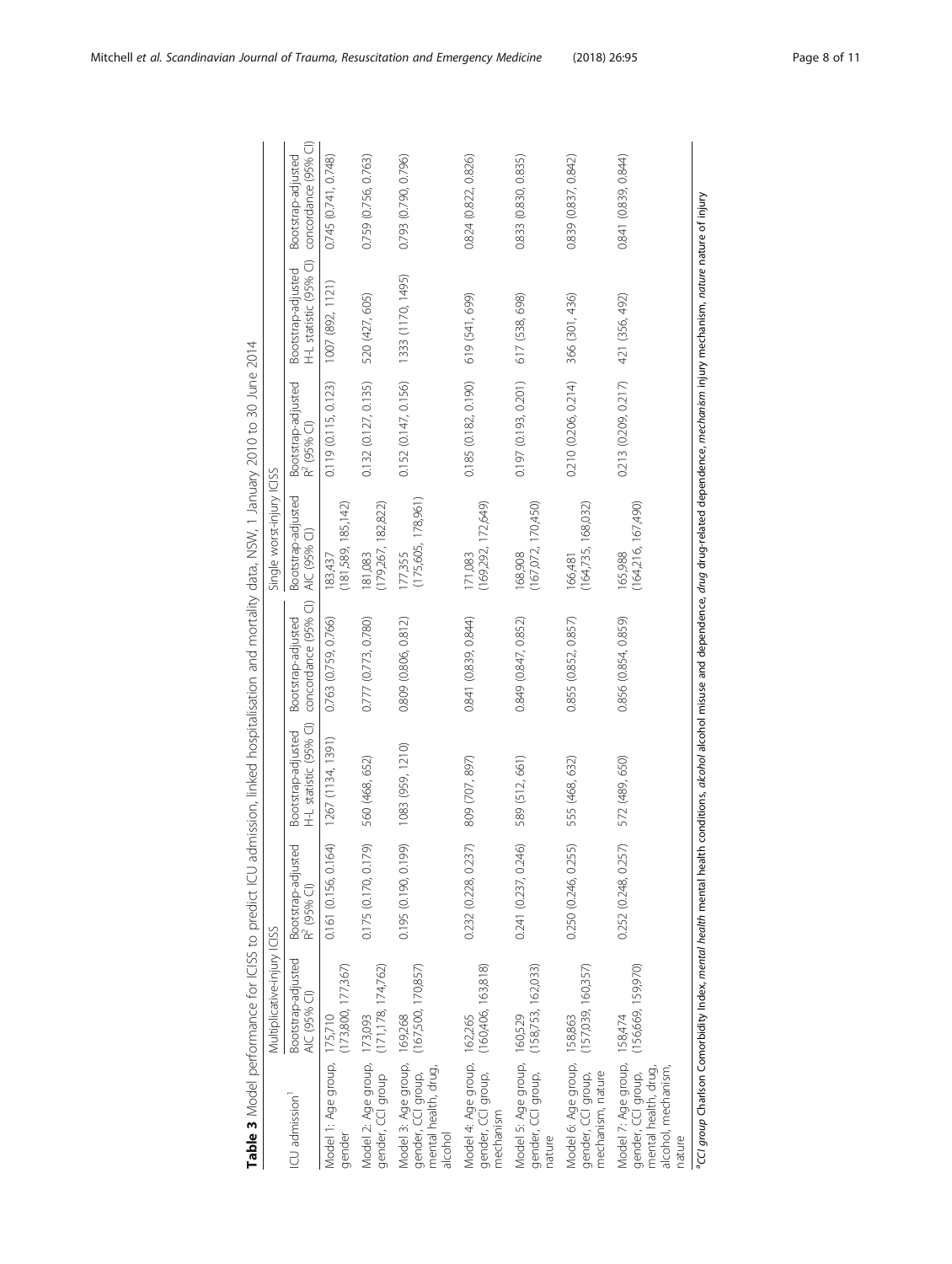**Table 3** Model performance for ICISS to predict ICU admission, linked hospitalisation and mortality data, NSW, 1 January 2010 to 30 June 2014

| ICU admission[a] | Multiplicative-injury ICISS | | | | Single worst-injury ICISS | | | |
|---|---|---|---|---|---|---|---|---|
| | Bootstrap-adjusted AIC (95% CI) | Bootstrap-adjusted $R^2$ (95% CI) | Bootstrap-adjusted H-L statistic (95% CI) | Bootstrap-adjusted concordance (95% CI) | Bootstrap-adjusted AIC (95% CI) | Bootstrap-adjusted $R^2$ (95% CI) | Bootstrap-adjusted H-L statistic (95% CI) | Bootstrap-adjusted concordance (95% CI) |
| Model 1: Age group, gender | 175,710 (173,800, 177,367) | 0.161 (0.156, 0.164) | 1267 (1134, 1391) | 0.763 (0.759, 0.766) | 183,437 (181,589, 185,142) | 0.119 (0.115, 0.123) | 1007 (892, 1121) | 0.745 (0.741, 0.748) |
| Model 2: Age group, gender, CCI group | 173,093 (171,178, 174,762) | 0.175 (0.170, 0.179) | 560 (468, 652) | 0.777 (0.773, 0.780) | 181,083 (179,267, 182,822) | 0.132 (0.127, 0.135) | 520 (427, 605) | 0.759 (0.756, 0.763) |
| Model 3: Age group, gender, CCI group, mental health, drug, alcohol | 169,268 (167,500, 170,857) | 0.195 (0.190, 0.199) | 1083 (959, 1210) | 0.809 (0.806, 0.812) | 177,355 (175,605, 178,961) | 0.152 (0.147, 0.156) | 1333 (1170, 1495) | 0.793 (0.790, 0.796) |
| Model 4: Age group, gender, CCI group, mechanism | 162,265 (160,406, 163,818) | 0.232 (0.228, 0.237) | 809 (707, 897) | 0.841 (0.839, 0.844) | 171,083 (169,292, 172,649) | 0.185 (0.182, 0.190) | 619 (541, 699) | 0.824 (0.822, 0.826) |
| Model 5: Age group, gender, CCI group, nature | 160,529 (158,753, 162,033) | 0.241 (0.237, 0.246) | 589 (512, 661) | 0.849 (0.847, 0.852) | 168,908 (167,072, 170,450) | 0.197 (0.193, 0.201) | 617 (538, 698) | 0.833 (0.830, 0.835) |
| Model 6: Age group, gender, CCI group, mechanism, nature | 158,863 (157,039, 160,357) | 0.250 (0.246, 0.255) | 555 (468, 632) | 0.855 (0.852, 0.857) | 166,481 (164,735, 168,032) | 0.210 (0.206, 0.214) | 366 (301, 436) | 0.839 (0.837, 0.842) |
| Model 7: Age group, gender, CCI group, mental health, drug, alcohol, mechanism, nature | 158,474 (156,669, 159,970) | 0.252 (0.248, 0.257) | 572 (489, 650) | 0.856 (0.854, 0.859) | 165,988 (164,216, 167,490) | 0.213 (0.209, 0.217) | 421 (356, 492) | 0.841 (0.839, 0.844) |

[a]*CCI group* Charlson Comorbidity Index, *mental health* mental health conditions, *alcohol* alcohol misuse and dependence, *drug* drug-related dependence, *mechanism* injury mechanism, *nature* nature of injury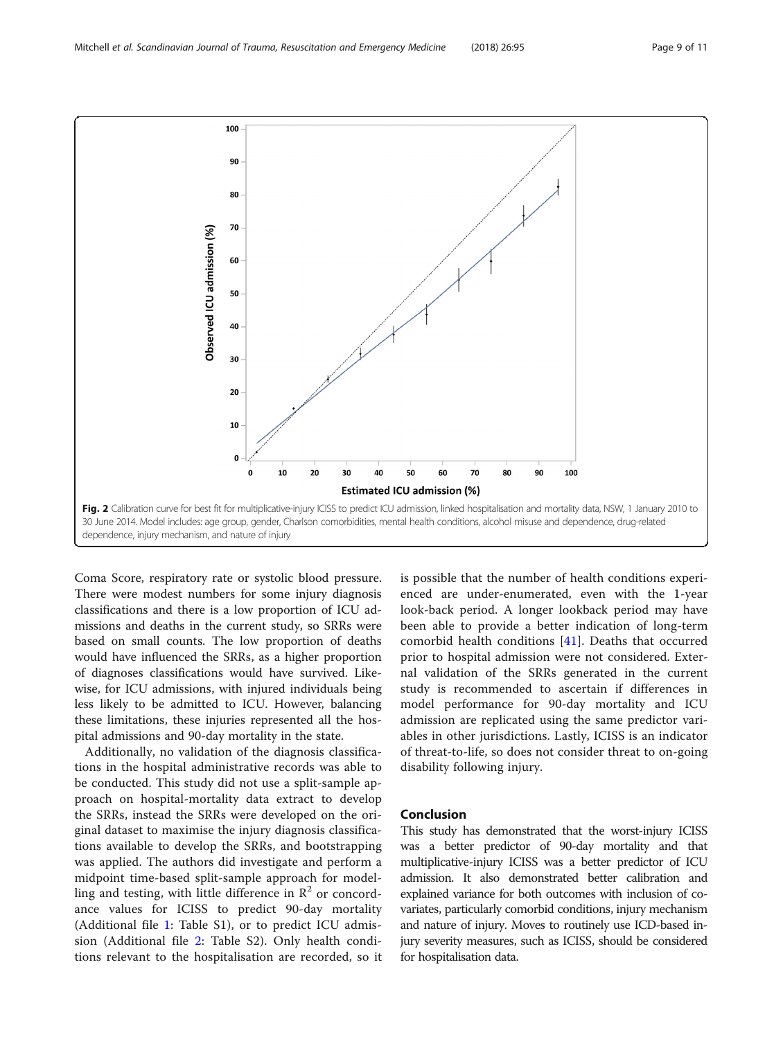Fig. 2 Calibration curve for best fit for multiplicative-injury ICISS to predict ICU admission, linked hospitalisation and mortality data, NSW, 1 January 2010 to 30 June 2014. Model includes: age group, gender, Charlson comorbidities, mental health conditions, alcohol misuse and dependence, drug-related dependence, injury mechanism, and nature of injury

Coma Score, respiratory rate or systolic blood pressure. There were modest numbers for some injury diagnosis classifications and there is a low proportion of ICU admissions and deaths in the current study, so SRRs were based on small counts. The low proportion of deaths would have influenced the SRRs, as a higher proportion of diagnoses classifications would have survived. Likewise, for ICU admissions, with injured individuals being less likely to be admitted to ICU. However, balancing these limitations, these injuries represented all the hospital admissions and 90-day mortality in the state.

Additionally, no validation of the diagnosis classifications in the hospital administrative records was able to be conducted. This study did not use a split-sample approach on hospital-mortality data extract to develop the SRRs, instead the SRRs were developed on the original dataset to maximise the injury diagnosis classifications available to develop the SRRs, and bootstrapping was applied. The authors did investigate and perform a midpoint time-based split-sample approach for modelling and testing, with little difference in $R^2$ or concordance values for ICISS to predict 90-day mortality (Additional file 1: Table S1), or to predict ICU admission (Additional file 2: Table S2). Only health conditions relevant to the hospitalisation are recorded, so it is possible that the number of health conditions experienced are under-enumerated, even with the 1-year look-back period. A longer lookback period may have been able to provide a better indication of long-term comorbid health conditions [41]. Deaths that occurred prior to hospital admission were not considered. External validation of the SRRs generated in the current study is recommended to ascertain if differences in model performance for 90-day mortality and ICU admission are replicated using the same predictor variables in other jurisdictions. Lastly, ICISS is an indicator of threat-to-life, so does not consider threat to on-going disability following injury.

## Conclusion

This study has demonstrated that the worst-injury ICISS was a better predictor of 90-day mortality and that multiplicative-injury ICISS was a better predictor of ICU admission. It also demonstrated better calibration and explained variance for both outcomes with inclusion of covariates, particularly comorbid conditions, injury mechanism and nature of injury. Moves to routinely use ICD-based injury severity measures, such as ICISS, should be considered for hospitalisation data.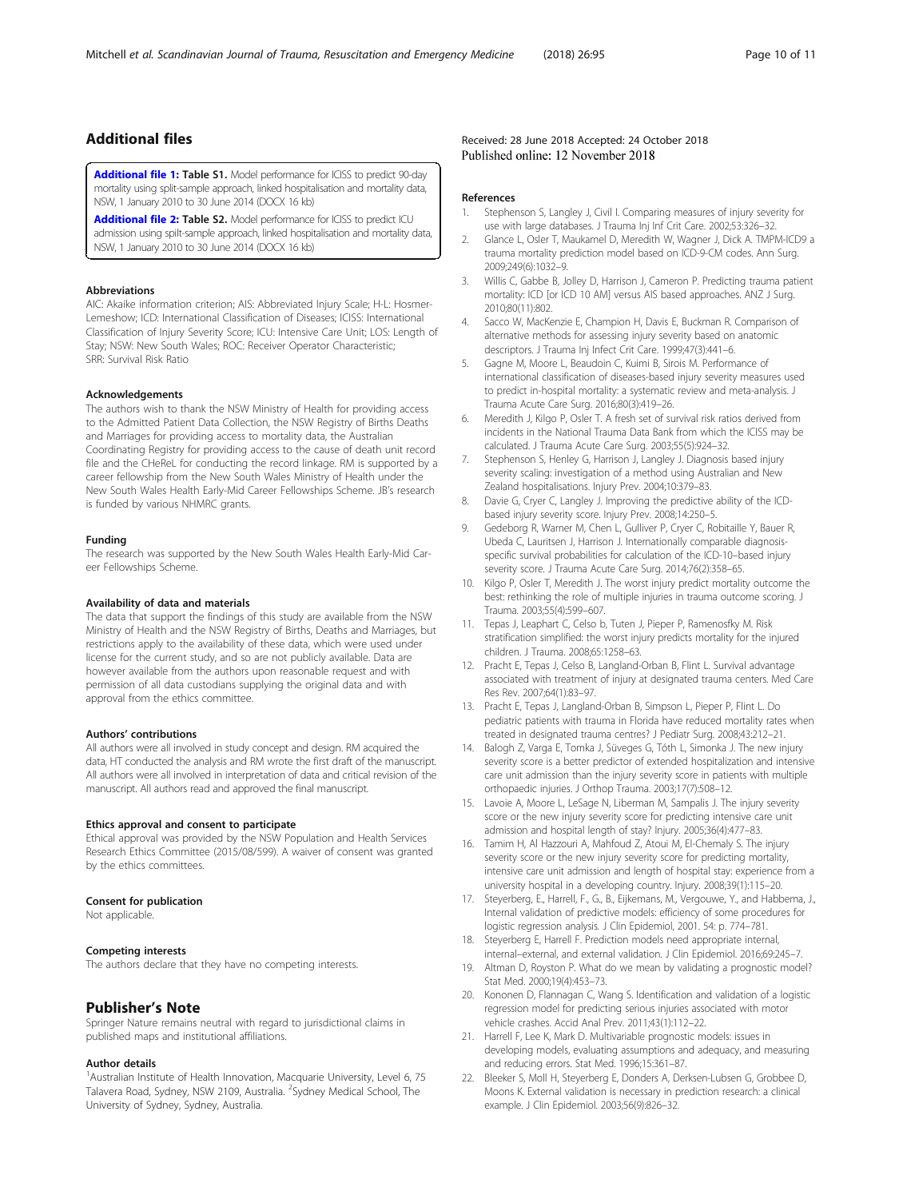## Additional files

**Additional file 1: Table S1.** Model performance for ICISS to predict 90-day mortality using split-sample approach, linked hospitalisation and mortality data, NSW, 1 January 2010 to 30 June 2014 (DOCX 16 kb)

**Additional file 2: Table S2.** Model performance for ICISS to predict ICU admission using spilt-sample approach, linked hospitalisation and mortality data, NSW, 1 January 2010 to 30 June 2014 (DOCX 16 kb)

### Abbreviations

AIC: Akaike information criterion; AIS: Abbreviated Injury Scale; H-L: Hosmer-Lemeshow; ICD: International Classification of Diseases; ICISS: International Classification of Injury Severity Score; ICU: Intensive Care Unit; LOS: Length of Stay; NSW: New South Wales; ROC: Receiver Operator Characteristic; SRR: Survival Risk Ratio

### Acknowledgements

The authors wish to thank the NSW Ministry of Health for providing access to the Admitted Patient Data Collection, the NSW Registry of Births Deaths and Marriages for providing access to mortality data, the Australian Coordinating Registry for providing access to the cause of death unit record file and the CHeReL for conducting the record linkage. RM is supported by a career fellowship from the New South Wales Ministry of Health under the New South Wales Health Early-Mid Career Fellowships Scheme. JB's research is funded by various NHMRC grants.

### Funding

The research was supported by the New South Wales Health Early-Mid Career Fellowships Scheme.

### Availability of data and materials

The data that support the findings of this study are available from the NSW Ministry of Health and the NSW Registry of Births, Deaths and Marriages, but restrictions apply to the availability of these data, which were used under license for the current study, and so are not publicly available. Data are however available from the authors upon reasonable request and with permission of all data custodians supplying the original data and with approval from the ethics committee.

### Authors' contributions

All authors were all involved in study concept and design. RM acquired the data, HT conducted the analysis and RM wrote the first draft of the manuscript. All authors were all involved in interpretation of data and critical revision of the manuscript. All authors read and approved the final manuscript.

### Ethics approval and consent to participate

Ethical approval was provided by the NSW Population and Health Services Research Ethics Committee (2015/08/599). A waiver of consent was granted by the ethics committees.

### Consent for publication

Not applicable.

### Competing interests

The authors declare that they have no competing interests.

## Publisher's Note

Springer Nature remains neutral with regard to jurisdictional claims in published maps and institutional affiliations.

### Author details

[1]Australian Institute of Health Innovation, Macquarie University, Level 6, 75 Talavera Road, Sydney, NSW 2109, Australia. [2]Sydney Medical School, The University of Sydney, Sydney, Australia.

Received: 28 June 2018 Accepted: 24 October 2018
Published online: 12 November 2018

### References

1. Stephenson S, Langley J, Civil I. Comparing measures of injury severity for use with large databases. J Trauma Inj Inf Crit Care. 2002;53:326–32.
2. Glance L, Osler T, Maukamel D, Meredith W, Wagner J, Dick A. TMPM-ICD9 a trauma mortality prediction model based on ICD-9-CM codes. Ann Surg. 2009;249(6):1032–9.
3. Willis C, Gabbe B, Jolley D, Harrison J, Cameron P. Predicting trauma patient mortality: ICD [or ICD 10 AM] versus AIS based approaches. ANZ J Surg. 2010;80(11):802.
4. Sacco W, MacKenzie E, Champion H, Davis E, Buckman R. Comparison of alternative methods for assessing injury severity based on anatomic descriptors. J Trauma Inj Infect Crit Care. 1999;47(3):441–6.
5. Gagne M, Moore L, Beaudoin C, Kuimi B, Sirois M. Performance of international classification of diseases-based injury severity measures used to predict in-hospital mortality: a systematic review and meta-analysis. J Trauma Acute Care Surg. 2016;80(3):419–26.
6. Meredith J, Kilgo P, Osler T. A fresh set of survival risk ratios derived from incidents in the National Trauma Data Bank from which the ICISS may be calculated. J Trauma Acute Care Surg. 2003;55(5):924–32.
7. Stephenson S, Henley G, Harrison J, Langley J. Diagnosis based injury severity scaling: investigation of a method using Australian and New Zealand hospitalisations. Injury Prev. 2004;10:379–83.
8. Davie G, Cryer C, Langley J. Improving the predictive ability of the ICD-based injury severity score. Injury Prev. 2008;14:250–5.
9. Gedeborg R, Warner M, Chen L, Gulliver P, Cryer C, Robitaille Y, Bauer R, Ubeda C, Lauritsen J, Harrison J. Internationally comparable diagnosis-specific survival probabilities for calculation of the ICD-10–based injury severity score. J Trauma Acute Care Surg. 2014;76(2):358–65.
10. Kilgo P, Osler T, Meredith J. The worst injury predict mortality outcome the best: rethinking the role of multiple injuries in trauma outcome scoring. J Trauma. 2003;55(4):599–607.
11. Tepas J, Leaphart C, Celso b, Tuten J, Pieper P, Ramenosfky M. Risk stratification simplified: the worst injury predicts mortality for the injured children. J Trauma. 2008;65:1258–63.
12. Pracht E, Tepas J, Celso B, Langland-Orban B, Flint L. Survival advantage associated with treatment of injury at designated trauma centers. Med Care Res Rev. 2007;64(1):83–97.
13. Pracht E, Tepas J, Langland-Orban B, Simpson L, Pieper P, Flint L. Do pediatric patients with trauma in Florida have reduced mortality rates when treated in designated trauma centres? J Pediatr Surg. 2008;43:212–21.
14. Balogh Z, Varga E, Tomka J, Süveges G, Tóth L, Simonka J. The new injury severity score is a better predictor of extended hospitalization and intensive care unit admission than the injury severity score in patients with multiple orthopaedic injuries. J Orthop Trauma. 2003;17(7):508–12.
15. Lavoie A, Moore L, LeSage N, Liberman M, Sampalis J. The injury severity score or the new injury severity score for predicting intensive care unit admission and hospital length of stay? Injury. 2005;36(4):477–83.
16. Tamim H, Al Hazzouri A, Mahfoud Z, Atoui M, El-Chemaly S. The injury severity score or the new injury severity score for predicting mortality, intensive care unit admission and length of hospital stay: experience from a university hospital in a developing country. Injury. 2008;39(1):115–20.
17. Steyerberg, E., Harrell, F., G., B., Eijkemans, M., Vergouwe, Y., and Habbema, J., Internal validation of predictive models: efficiency of some procedures for logistic regression analysis. J Clin Epidemiol, 2001. 54: p. 774–781.
18. Steyerberg E, Harrell F. Prediction models need appropriate internal, internal–external, and external validation. J Clin Epidemiol. 2016;69:245–7.
19. Altman D, Royston P. What do we mean by validating a prognostic model? Stat Med. 2000;19(4):453–73.
20. Kononen D, Flannagan C, Wang S. Identification and validation of a logistic regression model for predicting serious injuries associated with motor vehicle crashes. Accid Anal Prev. 2011;43(1):112–22.
21. Harrell F, Lee K, Mark D. Multivariable prognostic models: issues in developing models, evaluating assumptions and adequacy, and measuring and reducing errors. Stat Med. 1996;15:361–87.
22. Bleeker S, Moll H, Steyerberg E, Donders A, Derksen-Lubsen G, Grobbee D, Moons K. External validation is necessary in prediction research: a clinical example. J Clin Epidemiol. 2003;56(9):826–32.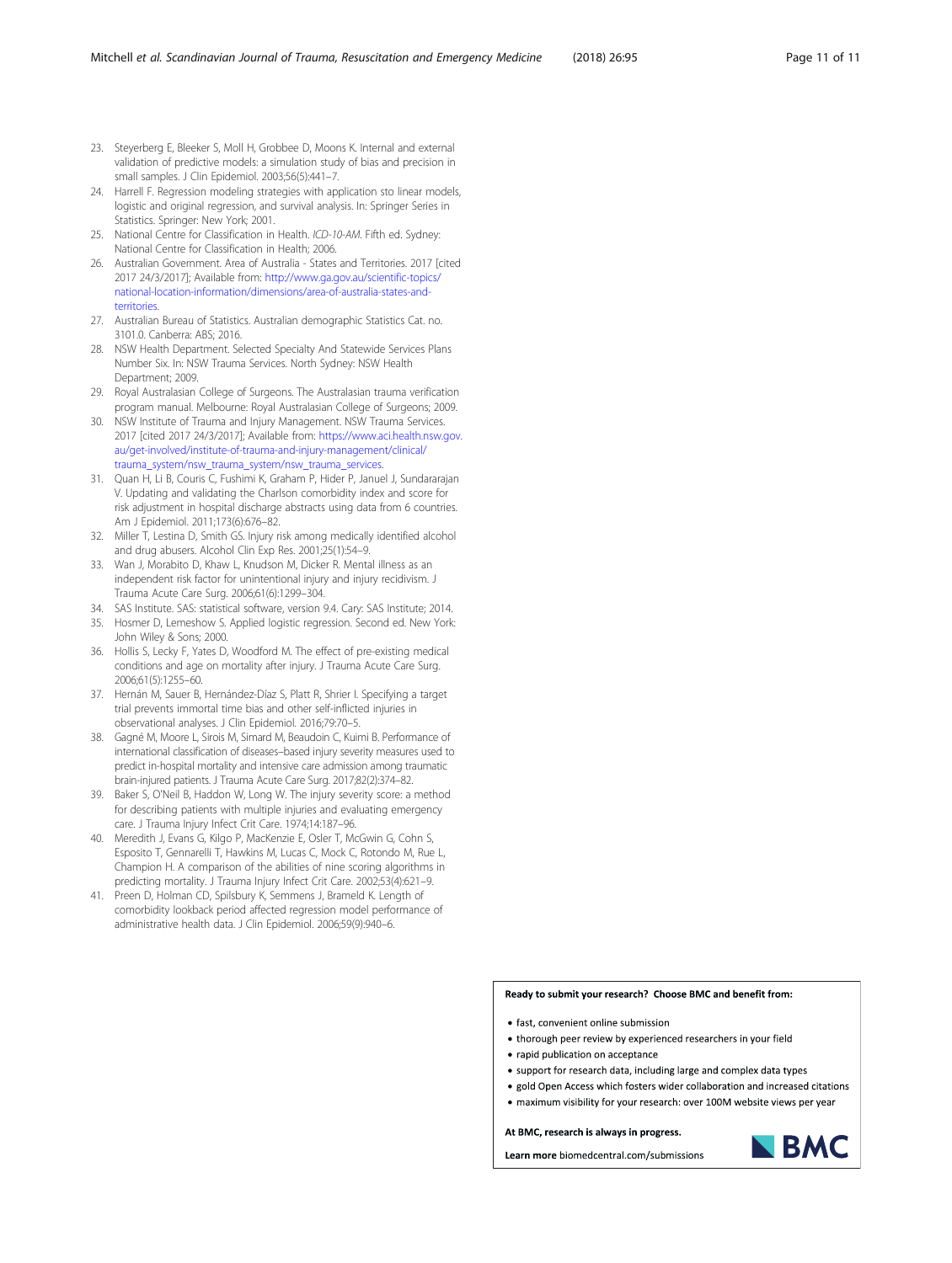23. Steyerberg E, Bleeker S, Moll H, Grobbee D, Moons K. Internal and external validation of predictive models: a simulation study of bias and precision in small samples. J Clin Epidemiol. 2003;56(5):441–7.
24. Harrell F. Regression modeling strategies with application sto linear models, logistic and original regression, and survival analysis. In: Springer Series in Statistics. Springer: New York; 2001.
25. National Centre for Classification in Health. *ICD-10-AM*. Fifth ed. Sydney: National Centre for Classification in Health; 2006.
26. Australian Government. Area of Australia - States and Territories. 2017 [cited 2017 24/3/2017]; Available from: http://www.ga.gov.au/scientific-topics/national-location-information/dimensions/area-of-australia-states-and-territories.
27. Australian Bureau of Statistics. Australian demographic Statistics Cat. no. 3101.0. Canberra: ABS; 2016.
28. NSW Health Department. Selected Specialty And Statewide Services Plans Number Six. In: NSW Trauma Services. North Sydney: NSW Health Department; 2009.
29. Royal Australasian College of Surgeons. The Australasian trauma verification program manual. Melbourne: Royal Australasian College of Surgeons; 2009.
30. NSW Institute of Trauma and Injury Management. NSW Trauma Services. 2017 [cited 2017 24/3/2017]; Available from: https://www.aci.health.nsw.gov.au/get-involved/institute-of-trauma-and-injury-management/clinical/trauma_system/nsw_trauma_system/nsw_trauma_services.
31. Quan H, Li B, Couris C, Fushimi K, Graham P, Hider P, Januel J, Sundararajan V. Updating and validating the Charlson comorbidity index and score for risk adjustment in hospital discharge abstracts using data from 6 countries. Am J Epidemiol. 2011;173(6):676–82.
32. Miller T, Lestina D, Smith GS. Injury risk among medically identified alcohol and drug abusers. Alcohol Clin Exp Res. 2001;25(1):54–9.
33. Wan J, Morabito D, Khaw L, Knudson M, Dicker R. Mental illness as an independent risk factor for unintentional injury and injury recidivism. J Trauma Acute Care Surg. 2006;61(6):1299–304.
34. SAS Institute. SAS: statistical software, version 9.4. Cary: SAS Institute; 2014.
35. Hosmer D, Lemeshow S. Applied logistic regression. Second ed. New York: John Wiley & Sons; 2000.
36. Hollis S, Lecky F, Yates D, Woodford M. The effect of pre-existing medical conditions and age on mortality after injury. J Trauma Acute Care Surg. 2006;61(5):1255–60.
37. Hernán M, Sauer B, Hernández-Díaz S, Platt R, Shrier I. Specifying a target trial prevents immortal time bias and other self-inflicted injuries in observational analyses. J Clin Epidemiol. 2016;79:70–5.
38. Gagné M, Moore L, Sirois M, Simard M, Beaudoin C, Kuimi B. Performance of international classification of diseases–based injury severity measures used to predict in-hospital mortality among traumatic brain-injured patients. J Trauma Acute Care Surg. 2017;82(2):374–82.
39. Baker S, O'Neil B, Haddon W, Long W. The injury severity score: a method for describing patients with multiple injuries and evaluating emergency care. J Trauma Injury Infect Crit Care. 1974;14:187–96.
40. Meredith J, Evans G, Kilgo P, MacKenzie E, Osler T, McGwin G, Cohn S, Esposito T, Gennarelli T, Hawkins M, Lucas C, Mock C, Rotondo M, Rue L, Champion H. A comparison of the abilities of nine scoring algorithms in predicting mortality. J Trauma Injury Infect Crit Care. 2002;53(4):621–9.
41. Preen D, Holman CD, Spilsbury K, Semmens J, Brameld K. Length of comorbidity lookback period affected regression model performance of administrative health data. J Clin Epidemiol. 2006;59(9):940–6.

**Ready to submit your research? Choose BMC and benefit from:**

- fast, convenient online submission
- thorough peer review by experienced researchers in your field
- rapid publication on acceptance
- support for research data, including large and complex data types
- gold Open Access which fosters wider collaboration and increased citations
- maximum visibility for your research: over 100M website views per year

**At BMC, research is always in progress.**

**Learn more** biomedcentral.com/submissions

BMC